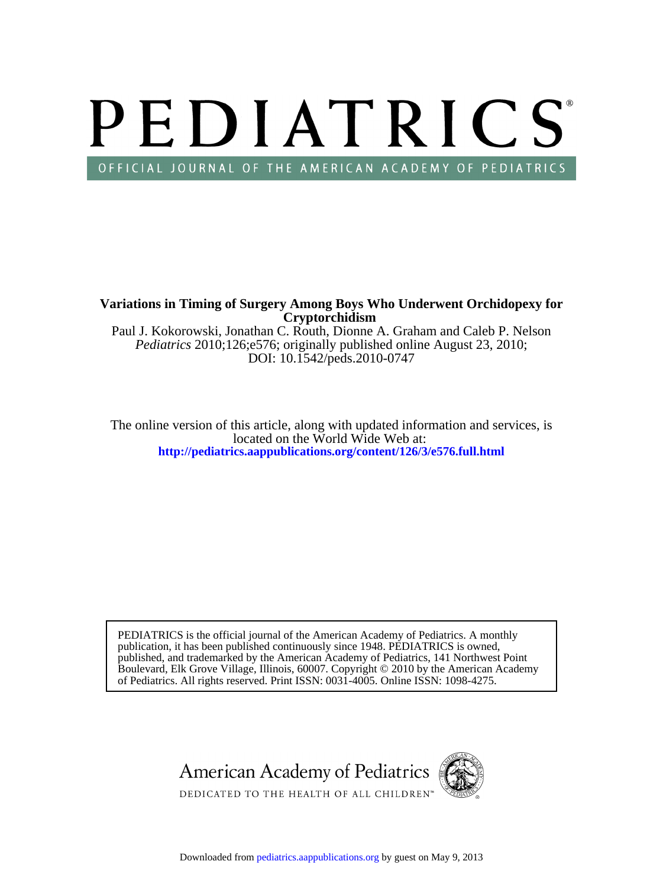# PEDIATRICS

OFFICIAL JOURNAL OF THE AMERICAN ACADEMY OF PEDIATRICS

**Variations in Timing of Surgery Among Boys Who Underwent Orchidopexy for Cryptorchidism**

Paul J. Kokorowski, Jonathan C. Routh, Dionne A. Graham and Caleb P. Nelson

*Pediatrics* 2010;126;e576; originally published online August 23, 2010;

DOI: 10.1542/peds.2010-0747

The online version of this article, along with updated information and services, is located on the World Wide Web at:

**http://pediatrics.aappublications.org/content/126/3/e576.full.html**

PEDIATRICS is the official journal of the American Academy of Pediatrics. A monthly publication, it has been published continuously since 1948. PEDIATRICS is owned, published, and trademarked by the American Academy of Pediatrics, 141 Northwest Point Boulevard, Elk Grove Village, Illinois, 60007. Copyright © 2010 by the American Academy of Pediatrics. All rights reserved. Print ISSN: 0031-4005. Online ISSN: 1098-4275.

American Academy of Pediatrics

DEDICATED TO THE HEALTH OF ALL CHILDREN™

Downloaded from pediatrics.aappublications.org by guest on May 9, 2013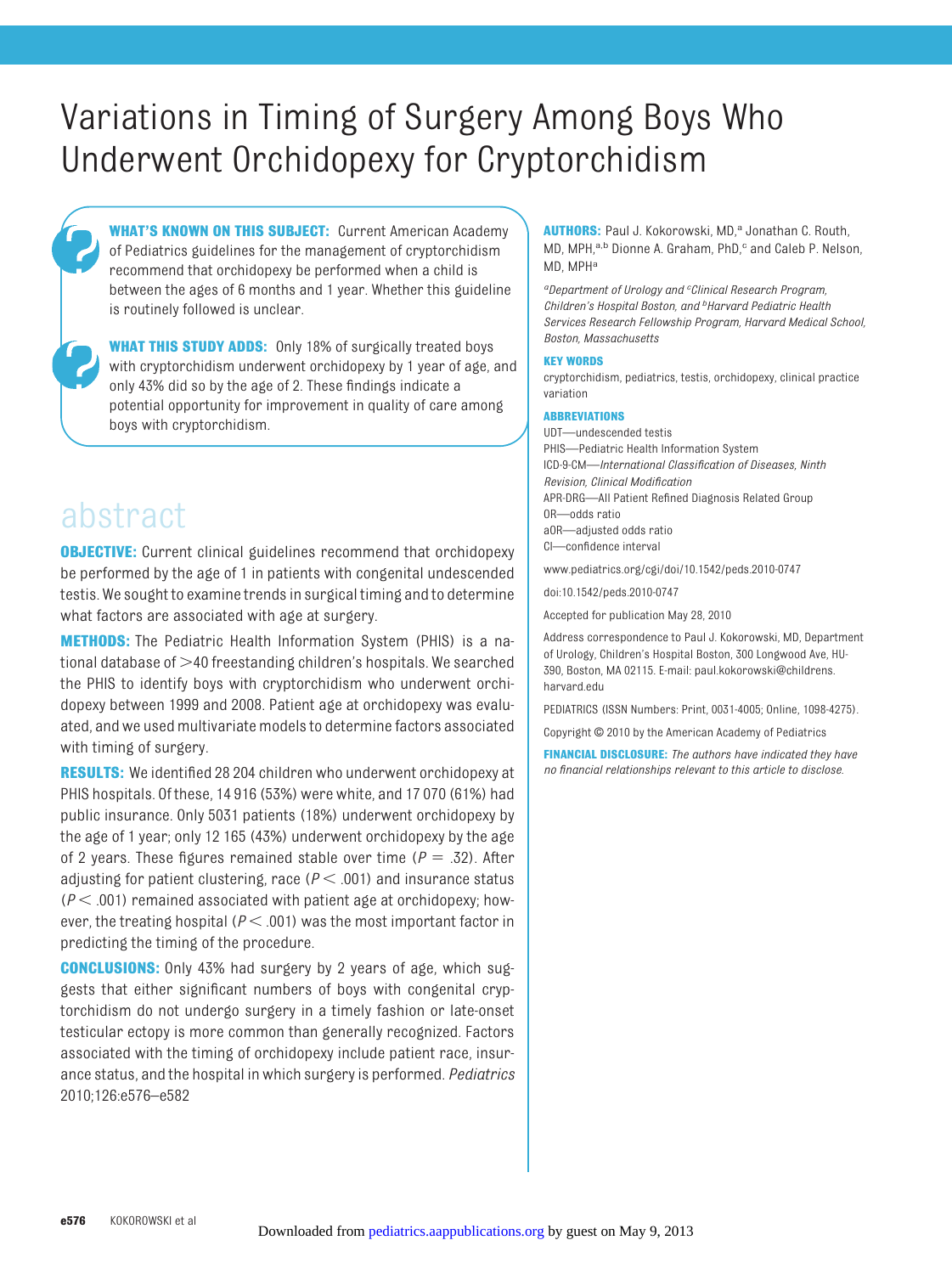# Variations in Timing of Surgery Among Boys Who Underwent Orchidopexy for Cryptorchidism

**WHAT'S KNOWN ON THIS SUBJECT:** Current American Academy of Pediatrics guidelines for the management of cryptorchidism recommend that orchidopexy be performed when a child is between the ages of 6 months and 1 year. Whether this guideline is routinely followed is unclear.

**WHAT THIS STUDY ADDS:** Only 18% of surgically treated boys with cryptorchidism underwent orchidopexy by 1 year of age, and only 43% did so by the age of 2. These findings indicate a potential opportunity for improvement in quality of care among boys with cryptorchidism.

## abstract

**OBJECTIVE:** Current clinical guidelines recommend that orchidopexy be performed by the age of 1 in patients with congenital undescended testis. We sought to examine trends in surgical timing and to determine what factors are associated with age at surgery.

**METHODS:** The Pediatric Health Information System (PHIS) is a national database of >40 freestanding children's hospitals. We searched the PHIS to identify boys with cryptorchidism who underwent orchidopexy between 1999 and 2008. Patient age at orchidopexy was evaluated, and we used multivariate models to determine factors associated with timing of surgery.

**RESULTS:** We identified 28 204 children who underwent orchidopexy at PHIS hospitals. Of these, 14 916 (53%) were white, and 17 070 (61%) had public insurance. Only 5031 patients (18%) underwent orchidopexy by the age of 1 year; only 12 165 (43%) underwent orchidopexy by the age of 2 years. These figures remained stable over time ($P = .32$). After adjusting for patient clustering, race ($P < .001$) and insurance status ($P < .001$) remained associated with patient age at orchidopexy; however, the treating hospital ($P < .001$) was the most important factor in predicting the timing of the procedure.

**CONCLUSIONS:** Only 43% had surgery by 2 years of age, which suggests that either significant numbers of boys with congenital cryptorchidism do not undergo surgery in a timely fashion or late-onset testicular ectopy is more common than generally recognized. Factors associated with the timing of orchidopexy include patient race, insurance status, and the hospital in which surgery is performed. *Pediatrics* 2010;126:e576–e582

**AUTHORS:** Paul J. Kokorowski, MD,[a] Jonathan C. Routh, MD, MPH,[a,b] Dionne A. Graham, PhD,[c] and Caleb P. Nelson, MD, MPH[a]

*[a]Department of Urology and [c]Clinical Research Program, Children's Hospital Boston, and [b]Harvard Pediatric Health Services Research Fellowship Program, Harvard Medical School, Boston, Massachusetts*

**KEY WORDS**

cryptorchidism, pediatrics, testis, orchidopexy, clinical practice variation

**ABBREVIATIONS**

UDT—undescended testis
PHIS—Pediatric Health Information System
ICD-9-CM—*International Classification of Diseases, Ninth Revision, Clinical Modification*
APR-DRG—All Patient Refined Diagnosis Related Group
OR—odds ratio
aOR—adjusted odds ratio
CI—confidence interval

www.pediatrics.org/cgi/doi/10.1542/peds.2010-0747

doi:10.1542/peds.2010-0747

Accepted for publication May 28, 2010

Address correspondence to Paul J. Kokorowski, MD, Department of Urology, Children's Hospital Boston, 300 Longwood Ave, HU-390, Boston, MA 02115. E-mail: paul.kokorowski@childrens.harvard.edu

PEDIATRICS (ISSN Numbers: Print, 0031-4005; Online, 1098-4275).

Copyright © 2010 by the American Academy of Pediatrics

**FINANCIAL DISCLOSURE:** *The authors have indicated they have no financial relationships relevant to this article to disclose.*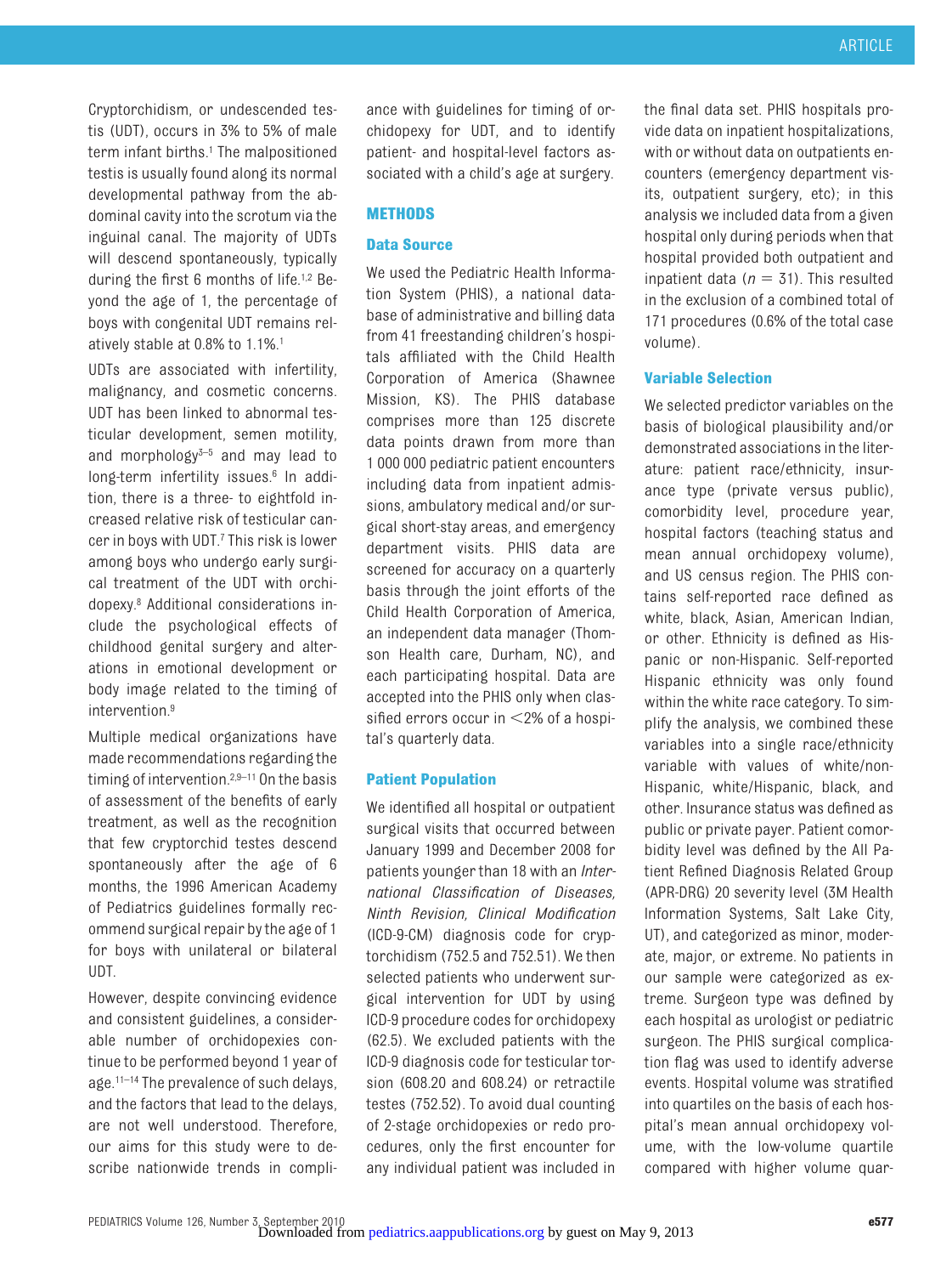Cryptorchidism, or undescended testis (UDT), occurs in 3% to 5% of male term infant births.[1] The malpositioned testis is usually found along its normal developmental pathway from the abdominal cavity into the scrotum via the inguinal canal. The majority of UDTs will descend spontaneously, typically during the first 6 months of life.[1,2] Beyond the age of 1, the percentage of boys with congenital UDT remains relatively stable at 0.8% to 1.1%.[1]

UDTs are associated with infertility, malignancy, and cosmetic concerns. UDT has been linked to abnormal testicular development, semen motility, and morphology[3–5] and may lead to long-term infertility issues.[6] In addition, there is a three- to eightfold increased relative risk of testicular cancer in boys with UDT.[7] This risk is lower among boys who undergo early surgical treatment of the UDT with orchidopexy.[8] Additional considerations include the psychological effects of childhood genital surgery and alterations in emotional development or body image related to the timing of intervention.[9]

Multiple medical organizations have made recommendations regarding the timing of intervention.[2,9–11] On the basis of assessment of the benefits of early treatment, as well as the recognition that few cryptorchid testes descend spontaneously after the age of 6 months, the 1996 American Academy of Pediatrics guidelines formally recommend surgical repair by the age of 1 for boys with unilateral or bilateral UDT.

However, despite convincing evidence and consistent guidelines, a considerable number of orchidopexies continue to be performed beyond 1 year of age.[11–14] The prevalence of such delays, and the factors that lead to the delays, are not well understood. Therefore, our aims for this study were to describe nationwide trends in compliance with guidelines for timing of orchidopexy for UDT, and to identify patient- and hospital-level factors associated with a child's age at surgery.

## METHODS

### Data Source

We used the Pediatric Health Information System (PHIS), a national database of administrative and billing data from 41 freestanding children's hospitals affiliated with the Child Health Corporation of America (Shawnee Mission, KS). The PHIS database comprises more than 125 discrete data points drawn from more than 1 000 000 pediatric patient encounters including data from inpatient admissions, ambulatory medical and/or surgical short-stay areas, and emergency department visits. PHIS data are screened for accuracy on a quarterly basis through the joint efforts of the Child Health Corporation of America, an independent data manager (Thomson Health care, Durham, NC), and each participating hospital. Data are accepted into the PHIS only when classified errors occur in <2% of a hospital's quarterly data.

### Patient Population

We identified all hospital or outpatient surgical visits that occurred between January 1999 and December 2008 for patients younger than 18 with an *International Classification of Diseases, Ninth Revision, Clinical Modification* (ICD-9-CM) diagnosis code for cryptorchidism (752.5 and 752.51). We then selected patients who underwent surgical intervention for UDT by using ICD-9 procedure codes for orchidopexy (62.5). We excluded patients with the ICD-9 diagnosis code for testicular torsion (608.20 and 608.24) or retractile testes (752.52). To avoid dual counting of 2-stage orchidopexies or redo procedures, only the first encounter for any individual patient was included in the final data set. PHIS hospitals provide data on inpatient hospitalizations, with or without data on outpatients encounters (emergency department visits, outpatient surgery, etc); in this analysis we included data from a given hospital only during periods when that hospital provided both outpatient and inpatient data ($n = 31$). This resulted in the exclusion of a combined total of 171 procedures (0.6% of the total case volume).

### Variable Selection

We selected predictor variables on the basis of biological plausibility and/or demonstrated associations in the literature: patient race/ethnicity, insurance type (private versus public), comorbidity level, procedure year, hospital factors (teaching status and mean annual orchidopexy volume), and US census region. The PHIS contains self-reported race defined as white, black, Asian, American Indian, or other. Ethnicity is defined as Hispanic or non-Hispanic. Self-reported Hispanic ethnicity was only found within the white race category. To simplify the analysis, we combined these variables into a single race/ethnicity variable with values of white/non-Hispanic, white/Hispanic, black, and other. Insurance status was defined as public or private payer. Patient comorbidity level was defined by the All Patient Refined Diagnosis Related Group (APR-DRG) 20 severity level (3M Health Information Systems, Salt Lake City, UT), and categorized as minor, moderate, major, or extreme. No patients in our sample were categorized as extreme. Surgeon type was defined by each hospital as urologist or pediatric surgeon. The PHIS surgical complication flag was used to identify adverse events. Hospital volume was stratified into quartiles on the basis of each hospital's mean annual orchidopexy volume, with the low-volume quartile compared with higher volume quar-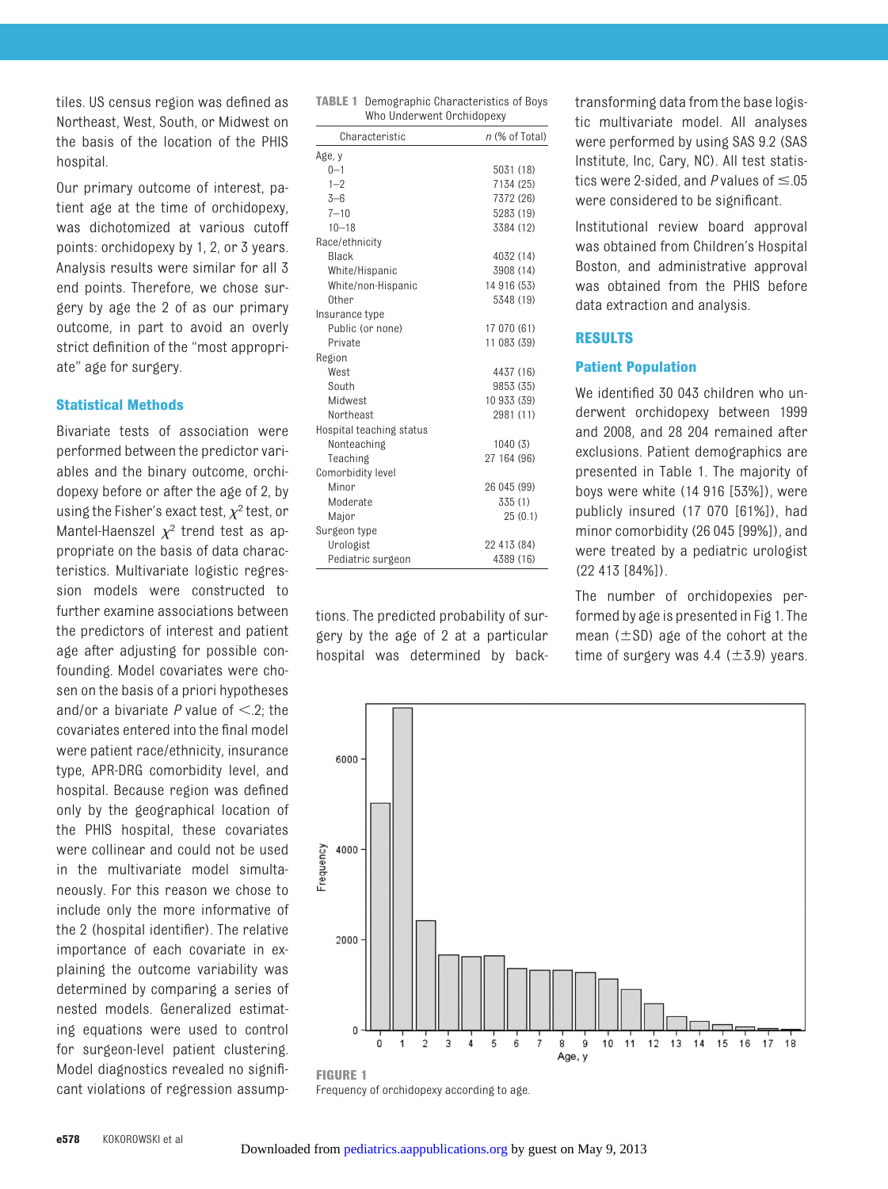tiles. US census region was defined as Northeast, West, South, or Midwest on the basis of the location of the PHIS hospital.

Our primary outcome of interest, patient age at the time of orchidopexy, was dichotomized at various cutoff points: orchidopexy by 1, 2, or 3 years. Analysis results were similar for all 3 end points. Therefore, we chose surgery by age the 2 of as our primary outcome, in part to avoid an overly strict definition of the "most appropriate" age for surgery.

### Statistical Methods

Bivariate tests of association were performed between the predictor variables and the binary outcome, orchidopexy before or after the age of 2, by using the Fisher's exact test, $\chi^2$ test, or Mantel-Haenszel $\chi^2$ trend test as appropriate on the basis of data characteristics. Multivariate logistic regression models were constructed to further examine associations between the predictors of interest and patient age after adjusting for possible confounding. Model covariates were chosen on the basis of a priori hypotheses and/or a bivariate *P* value of <.2; the covariates entered into the final model were patient race/ethnicity, insurance type, APR-DRG comorbidity level, and hospital. Because region was defined only by the geographical location of the PHIS hospital, these covariates were collinear and could not be used in the multivariate model simultaneously. For this reason we chose to include only the more informative of the 2 (hospital identifier). The relative importance of each covariate in explaining the outcome variability was determined by comparing a series of nested models. Generalized estimating equations were used to control for surgeon-level patient clustering. Model diagnostics revealed no significant violations of regression assumptions. The predicted probability of surgery by the age of 2 at a particular hospital was determined by back-transforming data from the base logistic multivariate model. All analyses were performed by using SAS 9.2 (SAS Institute, Inc, Cary, NC). All test statistics were 2-sided, and *P* values of ≤.05 were considered to be significant.

Institutional review board approval was obtained from Children's Hospital Boston, and administrative approval was obtained from the PHIS before data extraction and analysis.

**TABLE 1** Demographic Characteristics of Boys Who Underwent Orchidopexy

| Characteristic | *n* (% of Total) |
|---|---|
| Age, y | |
| 0–1 | 5031 (18) |
| 1–2 | 7134 (25) |
| 3–6 | 7372 (26) |
| 7–10 | 5283 (19) |
| 10–18 | 3384 (12) |
| Race/ethnicity | |
| Black | 4032 (14) |
| White/Hispanic | 3908 (14) |
| White/non-Hispanic | 14 916 (53) |
| Other | 5348 (19) |
| Insurance type | |
| Public (or none) | 17 070 (61) |
| Private | 11 083 (39) |
| Region | |
| West | 4437 (16) |
| South | 9853 (35) |
| Midwest | 10 933 (39) |
| Northeast | 2981 (11) |
| Hospital teaching status | |
| Nonteaching | 1040 (3) |
| Teaching | 27 164 (96) |
| Comorbidity level | |
| Minor | 26 045 (99) |
| Moderate | 335 (1) |
| Major | 25 (0.1) |
| Surgeon type | |
| Urologist | 22 413 (84) |
| Pediatric surgeon | 4389 (16) |

## RESULTS

### Patient Population

We identified 30 043 children who underwent orchidopexy between 1999 and 2008, and 28 204 remained after exclusions. Patient demographics are presented in Table 1. The majority of boys were white (14 916 [53%]), were publicly insured (17 070 [61%]), had minor comorbidity (26 045 [99%]), and were treated by a pediatric urologist (22 413 [84%]).

The number of orchidopexies performed by age is presented in Fig 1. The mean (±SD) age of the cohort at the time of surgery was 4.4 (±3.9) years.

**FIGURE 1**
Frequency of orchidopexy according to age.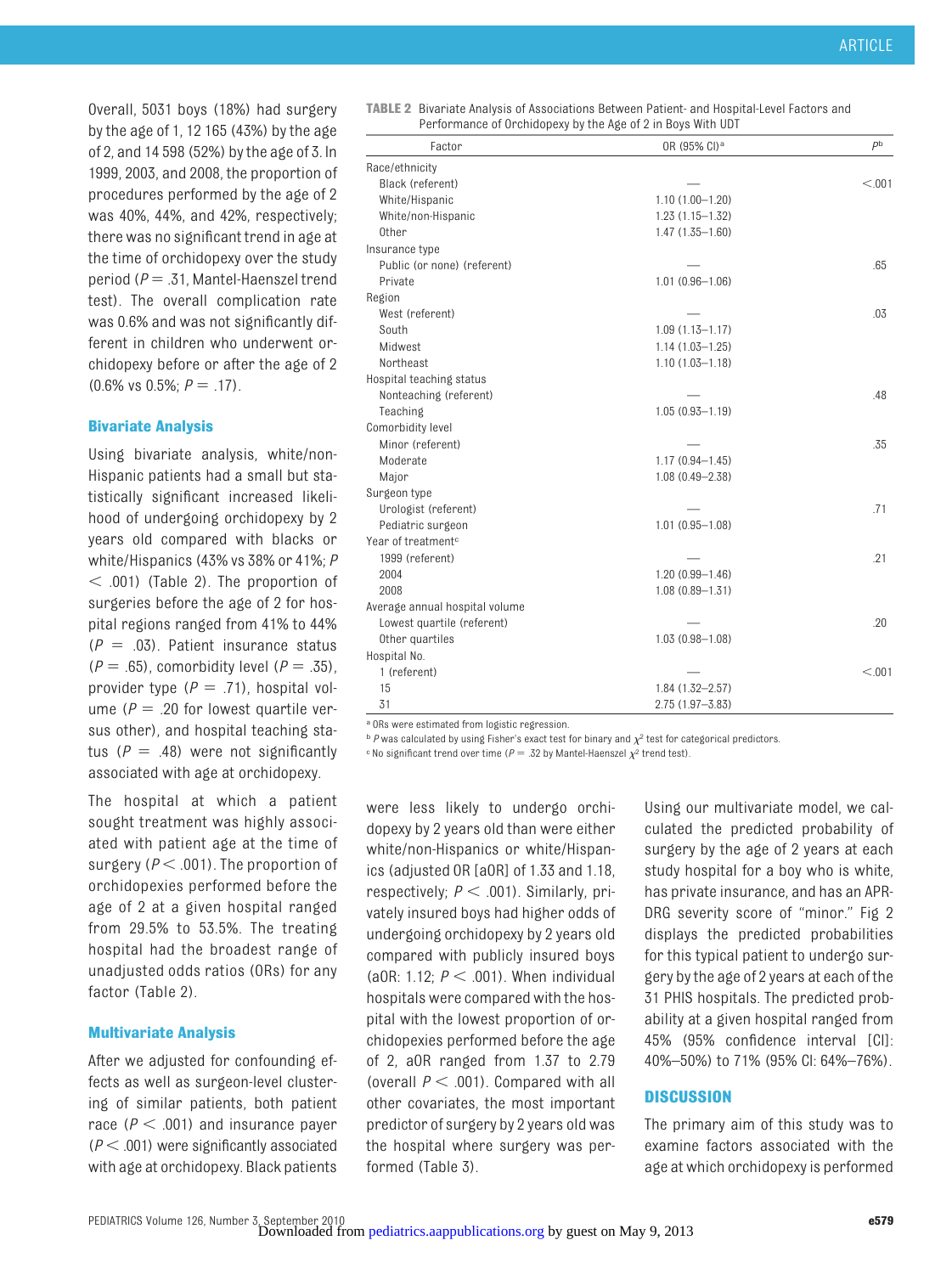Overall, 5031 boys (18%) had surgery by the age of 1, 12 165 (43%) by the age of 2, and 14 598 (52%) by the age of 3. In 1999, 2003, and 2008, the proportion of procedures performed by the age of 2 was 40%, 44%, and 42%, respectively; there was no significant trend in age at the time of orchidopexy over the study period ($P = .31$, Mantel-Haenszel trend test). The overall complication rate was 0.6% and was not significantly different in children who underwent orchidopexy before or after the age of 2 (0.6% vs 0.5%; $P = .17$).

### Bivariate Analysis

Using bivariate analysis, white/non-Hispanic patients had a small but statistically significant increased likelihood of undergoing orchidopexy by 2 years old compared with blacks or white/Hispanics (43% vs 38% or 41%; $P < .001$) (Table 2). The proportion of surgeries before the age of 2 for hospital regions ranged from 41% to 44% ($P = .03$). Patient insurance status ($P = .65$), comorbidity level ($P = .35$), provider type ($P = .71$), hospital volume ($P = .20$ for lowest quartile versus other), and hospital teaching status ($P = .48$) were not significantly associated with age at orchidopexy.

The hospital at which a patient sought treatment was highly associated with patient age at the time of surgery ($P < .001$). The proportion of orchidopexies performed before the age of 2 at a given hospital ranged from 29.5% to 53.5%. The treating hospital had the broadest range of unadjusted odds ratios (ORs) for any factor (Table 2).

**TABLE 2** Bivariate Analysis of Associations Between Patient- and Hospital-Level Factors and Performance of Orchidopexy by the Age of 2 in Boys With UDT

| Factor | OR (95% CI)[a] | $P$[b] |
|---|---|---|
| Race/ethnicity | | |
| Black (referent) | — | <.001 |
| White/Hispanic | 1.10 (1.00–1.20) | |
| White/non-Hispanic | 1.23 (1.15–1.32) | |
| Other | 1.47 (1.35–1.60) | |
| Insurance type | | |
| Public (or none) (referent) | — | .65 |
| Private | 1.01 (0.96–1.06) | |
| Region | | |
| West (referent) | — | .03 |
| South | 1.09 (1.13–1.17) | |
| Midwest | 1.14 (1.03–1.25) | |
| Northeast | 1.10 (1.03–1.18) | |
| Hospital teaching status | | |
| Nonteaching (referent) | — | .48 |
| Teaching | 1.05 (0.93–1.19) | |
| Comorbidity level | | |
| Minor (referent) | — | .35 |
| Moderate | 1.17 (0.94–1.45) | |
| Major | 1.08 (0.49–2.38) | |
| Surgeon type | | |
| Urologist (referent) | — | .71 |
| Pediatric surgeon | 1.01 (0.95–1.08) | |
| Year of treatment[c] | | |
| 1999 (referent) | — | .21 |
| 2004 | 1.20 (0.99–1.46) | |
| 2008 | 1.08 (0.89–1.31) | |
| Average annual hospital volume | | |
| Lowest quartile (referent) | — | .20 |
| Other quartiles | 1.03 (0.98–1.08) | |
| Hospital No. | | |
| 1 (referent) | — | <.001 |
| 15 | 1.84 (1.32–2.57) | |
| 31 | 2.75 (1.97–3.83) | |

[a] ORs were estimated from logistic regression.
[b] $P$ was calculated by using Fisher's exact test for binary and $\chi^2$ test for categorical predictors.
[c] No significant trend over time ($P = .32$ by Mantel-Haenszel $\chi^2$ trend test).

### Multivariate Analysis

After we adjusted for confounding effects as well as surgeon-level clustering of similar patients, both patient race ($P < .001$) and insurance payer ($P < .001$) were significantly associated with age at orchidopexy. Black patients were less likely to undergo orchidopexy by 2 years old than were either white/non-Hispanics or white/Hispanics (adjusted OR [aOR] of 1.33 and 1.18, respectively; $P < .001$). Similarly, privately insured boys had higher odds of undergoing orchidopexy by 2 years old compared with publicly insured boys (aOR: 1.12; $P < .001$). When individual hospitals were compared with the hospital with the lowest proportion of orchidopexies performed before the age of 2, aOR ranged from 1.37 to 2.79 (overall $P < .001$). Compared with all other covariates, the most important predictor of surgery by 2 years old was the hospital where surgery was performed (Table 3).

Using our multivariate model, we calculated the predicted probability of surgery by the age of 2 years at each study hospital for a boy who is white, has private insurance, and has an APR-DRG severity score of "minor." Fig 2 displays the predicted probabilities for this typical patient to undergo surgery by the age of 2 years at each of the 31 PHIS hospitals. The predicted probability at a given hospital ranged from 45% (95% confidence interval [CI]: 40%–50%) to 71% (95% CI: 64%–76%).

## DISCUSSION

The primary aim of this study was to examine factors associated with the age at which orchidopexy is performed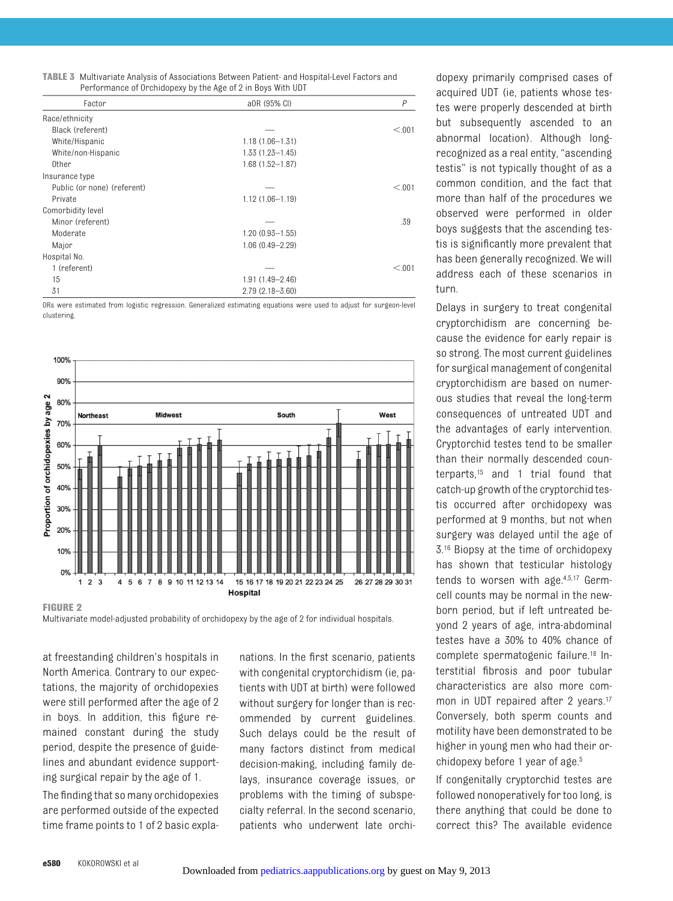**TABLE 3** Multivariate Analysis of Associations Between Patient- and Hospital-Level Factors and Performance of Orchidopexy by the Age of 2 in Boys With UDT

| Factor | aOR (95% CI) | P |
|---|---|---|
| Race/ethnicity | | |
| Black (referent) | — | <.001 |
| White/Hispanic | 1.18 (1.06–1.31) | |
| White/non-Hispanic | 1.33 (1.23–1.45) | |
| Other | 1.68 (1.52–1.87) | |
| Insurance type | | |
| Public (or none) (referent) | — | <.001 |
| Private | 1.12 (1.06–1.19) | |
| Comorbidity level | | |
| Minor (referent) | — | .39 |
| Moderate | 1.20 (0.93–1.55) | |
| Major | 1.06 (0.49–2.29) | |
| Hospital No. | | |
| 1 (referent) | — | <.001 |
| 15 | 1.91 (1.49–2.46) | |
| 31 | 2.79 (2.18–3.60) | |

ORs were estimated from logistic regression. Generalized estimating equations were used to adjust for surgeon-level clustering.

**FIGURE 2**
Multivariate model-adjusted probability of orchidopexy by the age of 2 for individual hospitals.

at freestanding children's hospitals in North America. Contrary to our expectations, the majority of orchidopexies were still performed after the age of 2 in boys. In addition, this figure remained constant during the study period, despite the presence of guidelines and abundant evidence supporting surgical repair by the age of 1.

The finding that so many orchidopexies are performed outside of the expected time frame points to 1 of 2 basic explanations. In the first scenario, patients with congenital cryptorchidism (ie, patients with UDT at birth) were followed without surgery for longer than is recommended by current guidelines. Such delays could be the result of many factors distinct from medical decision-making, including family delays, insurance coverage issues, or problems with the timing of subspecialty referral. In the second scenario, patients who underwent late orchidopexy primarily comprised cases of acquired UDT (ie, patients whose testes were properly descended at birth but subsequently ascended to an abnormal location). Although long-recognized as a real entity, "ascending testis" is not typically thought of as a common condition, and the fact that more than half of the procedures we observed were performed in older boys suggests that the ascending testis is significantly more prevalent that has been generally recognized. We will address each of these scenarios in turn.

Delays in surgery to treat congenital cryptorchidism are concerning because the evidence for early repair is so strong. The most current guidelines for surgical management of congenital cryptorchidism are based on numerous studies that reveal the long-term consequences of untreated UDT and the advantages of early intervention. Cryptorchid testes tend to be smaller than their normally descended counterparts,[15] and 1 trial found that catch-up growth of the cryptorchid testis occurred after orchidopexy was performed at 9 months, but not when surgery was delayed until the age of 3.[16] Biopsy at the time of orchidopexy has shown that testicular histology tends to worsen with age.[4,5,17] Germ-cell counts may be normal in the newborn period, but if left untreated beyond 2 years of age, intra-abdominal testes have a 30% to 40% chance of complete spermatogenic failure.[18] Interstitial fibrosis and poor tubular characteristics are also more common in UDT repaired after 2 years.[17] Conversely, both sperm counts and motility have been demonstrated to be higher in young men who had their orchidopexy before 1 year of age.[5]

If congenitally cryptorchid testes are followed nonoperatively for too long, is there anything that could be done to correct this? The available evidence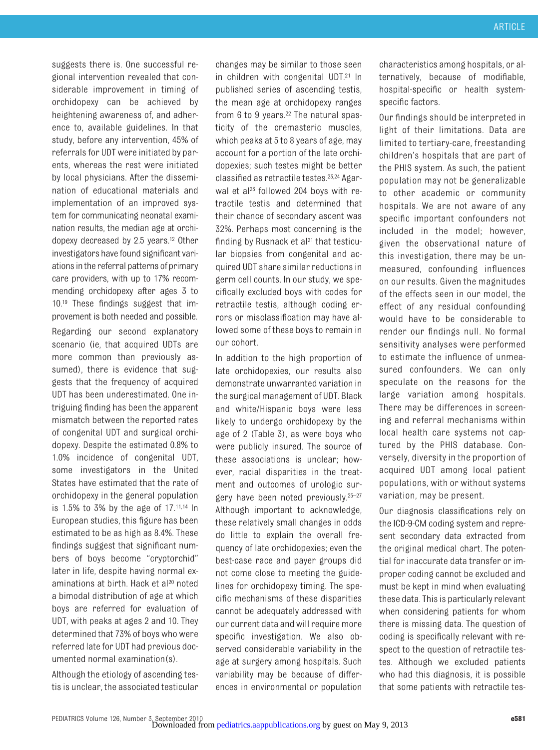suggests there is. One successful regional intervention revealed that considerable improvement in timing of orchidopexy can be achieved by heightening awareness of, and adherence to, available guidelines. In that study, before any intervention, 45% of referrals for UDT were initiated by parents, whereas the rest were initiated by local physicians. After the dissemination of educational materials and implementation of an improved system for communicating neonatal examination results, the median age at orchidopexy decreased by 2.5 years.[12] Other investigators have found significant variations in the referral patterns of primary care providers, with up to 17% recommending orchidopexy after ages 3 to 10.[19] These findings suggest that improvement is both needed and possible.

Regarding our second explanatory scenario (ie, that acquired UDTs are more common than previously assumed), there is evidence that suggests that the frequency of acquired UDT has been underestimated. One intriguing finding has been the apparent mismatch between the reported rates of congenital UDT and surgical orchidopexy. Despite the estimated 0.8% to 1.0% incidence of congenital UDT, some investigators in the United States have estimated that the rate of orchidopexy in the general population is 1.5% to 3% by the age of 17.[11,14] In European studies, this figure has been estimated to be as high as 8.4%. These findings suggest that significant numbers of boys become "cryptorchid" later in life, despite having normal examinations at birth. Hack et al[20] noted a bimodal distribution of age at which boys are referred for evaluation of UDT, with peaks at ages 2 and 10. They determined that 73% of boys who were referred late for UDT had previous documented normal examination(s).

Although the etiology of ascending testis is unclear, the associated testicular changes may be similar to those seen in children with congenital UDT.[21] In published series of ascending testis, the mean age at orchidopexy ranges from 6 to 9 years.[22] The natural spasticity of the cremasteric muscles, which peaks at 5 to 8 years of age, may account for a portion of the late orchidopexies; such testes might be better classified as retractile testes.[23,24] Agarwal et al[23] followed 204 boys with retractile testis and determined that their chance of secondary ascent was 32%. Perhaps most concerning is the finding by Rusnack et al[21] that testicular biopsies from congenital and acquired UDT share similar reductions in germ cell counts. In our study, we specifically excluded boys with codes for retractile testis, although coding errors or misclassification may have allowed some of these boys to remain in our cohort.

In addition to the high proportion of late orchidopexies, our results also demonstrate unwarranted variation in the surgical management of UDT. Black and white/Hispanic boys were less likely to undergo orchidopexy by the age of 2 (Table 3), as were boys who were publicly insured. The source of these associations is unclear; however, racial disparities in the treatment and outcomes of urologic surgery have been noted previously.[25–27] Although important to acknowledge, these relatively small changes in odds do little to explain the overall frequency of late orchidopexies; even the best-case race and payer groups did not come close to meeting the guidelines for orchidopexy timing. The specific mechanisms of these disparities cannot be adequately addressed with our current data and will require more specific investigation. We also observed considerable variability in the age at surgery among hospitals. Such variability may be because of differences in environmental or population characteristics among hospitals, or alternatively, because of modifiable, hospital-specific or health system-specific factors.

Our findings should be interpreted in light of their limitations. Data are limited to tertiary-care, freestanding children's hospitals that are part of the PHIS system. As such, the patient population may not be generalizable to other academic or community hospitals. We are not aware of any specific important confounders not included in the model; however, given the observational nature of this investigation, there may be unmeasured, confounding influences on our results. Given the magnitudes of the effects seen in our model, the effect of any residual confounding would have to be considerable to render our findings null. No formal sensitivity analyses were performed to estimate the influence of unmeasured confounders. We can only speculate on the reasons for the large variation among hospitals. There may be differences in screening and referral mechanisms within local health care systems not captured by the PHIS database. Conversely, diversity in the proportion of acquired UDT among local patient populations, with or without systems variation, may be present.

Our diagnosis classifications rely on the ICD-9-CM coding system and represent secondary data extracted from the original medical chart. The potential for inaccurate data transfer or improper coding cannot be excluded and must be kept in mind when evaluating these data. This is particularly relevant when considering patients for whom there is missing data. The question of coding is specifically relevant with respect to the question of retractile testes. Although we excluded patients who had this diagnosis, it is possible that some patients with retractile tes-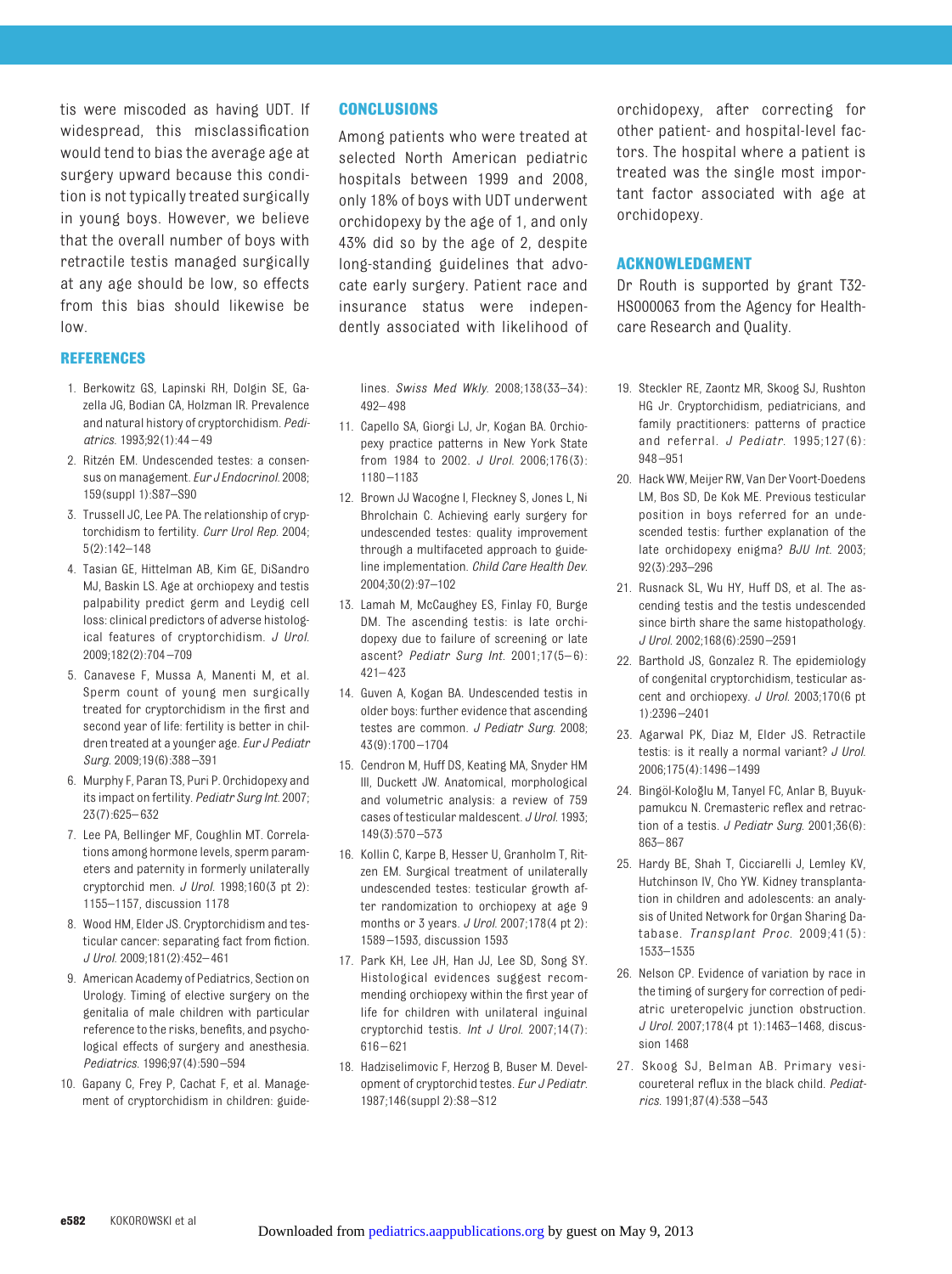tis were miscoded as having UDT. If widespread, this misclassification would tend to bias the average age at surgery upward because this condition is not typically treated surgically in young boys. However, we believe that the overall number of boys with retractile testis managed surgically at any age should be low, so effects from this bias should likewise be low.

## CONCLUSIONS

Among patients who were treated at selected North American pediatric hospitals between 1999 and 2008, only 18% of boys with UDT underwent orchidopexy by the age of 1, and only 43% did so by the age of 2, despite long-standing guidelines that advocate early surgery. Patient race and insurance status were independently associated with likelihood of orchidopexy, after correcting for other patient- and hospital-level factors. The hospital where a patient is treated was the single most important factor associated with age at orchidopexy.

## ACKNOWLEDGMENT

Dr Routh is supported by grant T32-HS000063 from the Agency for Healthcare Research and Quality.

## REFERENCES

1. Berkowitz GS, Lapinski RH, Dolgin SE, Gazella JG, Bodian CA, Holzman IR. Prevalence and natural history of cryptorchidism. *Pediatrics*. 1993;92(1):44–49
2. Ritzén EM. Undescended testes: a consensus on management. *Eur J Endocrinol*. 2008;159(suppl 1):S87–S90
3. Trussell JC, Lee PA. The relationship of cryptorchidism to fertility. *Curr Urol Rep*. 2004;5(2):142–148
4. Tasian GE, Hittelman AB, Kim GE, DiSandro MJ, Baskin LS. Age at orchiopexy and testis palpability predict germ and Leydig cell loss: clinical predictors of adverse histological features of cryptorchidism. *J Urol*. 2009;182(2):704–709
5. Canavese F, Mussa A, Manenti M, et al. Sperm count of young men surgically treated for cryptorchidism in the first and second year of life: fertility is better in children treated at a younger age. *Eur J Pediatr Surg*. 2009;19(6):388–391
6. Murphy F, Paran TS, Puri P. Orchidopexy and its impact on fertility. *Pediatr Surg Int*. 2007;23(7):625–632
7. Lee PA, Bellinger MF, Coughlin MT. Correlations among hormone levels, sperm parameters and paternity in formerly unilaterally cryptorchid men. *J Urol*. 1998;160(3 pt 2):1155–1157, discussion 1178
8. Wood HM, Elder JS. Cryptorchidism and testicular cancer: separating fact from fiction. *J Urol*. 2009;181(2):452–461
9. American Academy of Pediatrics, Section on Urology. Timing of elective surgery on the genitalia of male children with particular reference to the risks, benefits, and psychological effects of surgery and anesthesia. *Pediatrics*. 1996;97(4):590–594
10. Gapany C, Frey P, Cachat F, et al. Management of cryptorchidism in children: guidelines. *Swiss Med Wkly*. 2008;138(33–34):492–498
11. Capello SA, Giorgi LJ, Jr, Kogan BA. Orchiopexy practice patterns in New York State from 1984 to 2002. *J Urol*. 2006;176(3):1180–1183
12. Brown JJ Wacogne I, Fleckney S, Jones L, Ni Bhrolchain C. Achieving early surgery for undescended testes: quality improvement through a multifaceted approach to guideline implementation. *Child Care Health Dev*. 2004;30(2):97–102
13. Lamah M, McCaughey ES, Finlay FO, Burge DM. The ascending testis: is late orchidopexy due to failure of screening or late ascent? *Pediatr Surg Int*. 2001;17(5–6):421–423
14. Guven A, Kogan BA. Undescended testis in older boys: further evidence that ascending testes are common. *J Pediatr Surg*. 2008;43(9):1700–1704
15. Cendron M, Huff DS, Keating MA, Snyder HM III, Duckett JW. Anatomical, morphological and volumetric analysis: a review of 759 cases of testicular maldescent. *J Urol*. 1993;149(3):570–573
16. Kollin C, Karpe B, Hesser U, Granholm T, Ritzen EM. Surgical treatment of unilaterally undescended testes: testicular growth after randomization to orchiopexy at age 9 months or 3 years. *J Urol*. 2007;178(4 pt 2):1589–1593, discussion 1593
17. Park KH, Lee JH, Han JJ, Lee SD, Song SY. Histological evidences suggest recommending orchiopexy within the first year of life for children with unilateral inguinal cryptorchid testis. *Int J Urol*. 2007;14(7):616–621
18. Hadziselimovic F, Herzog B, Buser M. Development of cryptorchid testes. *Eur J Pediatr*. 1987;146(suppl 2):S8–S12
19. Steckler RE, Zaontz MR, Skoog SJ, Rushton HG Jr. Cryptorchidism, pediatricians, and family practitioners: patterns of practice and referral. *J Pediatr*. 1995;127(6):948–951
20. Hack WW, Meijer RW, Van Der Voort-Doedens LM, Bos SD, De Kok ME. Previous testicular position in boys referred for an undescended testis: further explanation of the late orchidopexy enigma? *BJU Int*. 2003;92(3):293–296
21. Rusnack SL, Wu HY, Huff DS, et al. The ascending testis and the testis undescended since birth share the same histopathology. *J Urol*. 2002;168(6):2590–2591
22. Barthold JS, Gonzalez R. The epidemiology of congenital cryptorchidism, testicular ascent and orchiopexy. *J Urol*. 2003;170(6 pt 1):2396–2401
23. Agarwal PK, Diaz M, Elder JS. Retractile testis: is it really a normal variant? *J Urol*. 2006;175(4):1496–1499
24. Bingöl-Koloğlu M, Tanyel FC, Anlar B, Buyukpamukcu N. Cremasteric reflex and retraction of a testis. *J Pediatr Surg*. 2001;36(6):863–867
25. Hardy BE, Shah T, Cicciarelli J, Lemley KV, Hutchinson IV, Cho YW. Kidney transplantation in children and adolescents: an analysis of United Network for Organ Sharing Database. *Transplant Proc*. 2009;41(5):1533–1535
26. Nelson CP. Evidence of variation by race in the timing of surgery for correction of pediatric ureteropelvic junction obstruction. *J Urol*. 2007;178(4 pt 1):1463–1468, discussion 1468
27. Skoog SJ, Belman AB. Primary vesicoureteral reflux in the black child. *Pediatrics*. 1991;87(4):538–543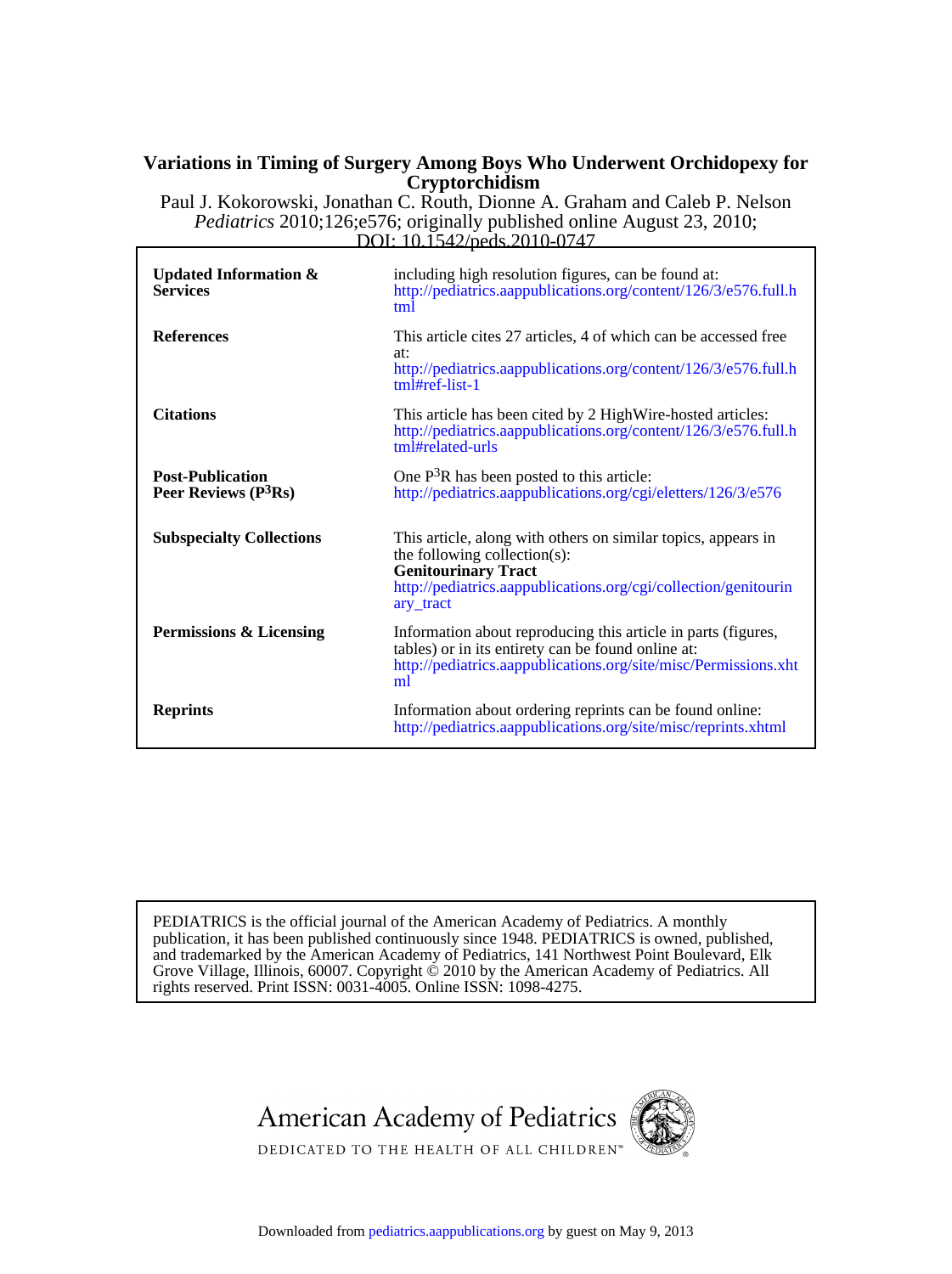# Variations in Timing of Surgery Among Boys Who Underwent Orchidopexy for Cryptorchidism

Paul J. Kokorowski, Jonathan C. Routh, Dionne A. Graham and Caleb P. Nelson

*Pediatrics* 2010;126;e576; originally published online August 23, 2010;

DOI: 10.1542/peds.2010-0747

| | |
|---|---|
| **Updated Information & Services** | including high resolution figures, can be found at: http://pediatrics.aappublications.org/content/126/3/e576.full.html |
| **References** | This article cites 27 articles, 4 of which can be accessed free at: http://pediatrics.aappublications.org/content/126/3/e576.full.html#ref-list-1 |
| **Citations** | This article has been cited by 2 HighWire-hosted articles: http://pediatrics.aappublications.org/content/126/3/e576.full.html#related-urls |
| **Post-Publication Peer Reviews ($P^3$Rs)** | One $P^3$R has been posted to this article: http://pediatrics.aappublications.org/cgi/eletters/126/3/e576 |
| **Subspecialty Collections** | This article, along with others on similar topics, appears in the following collection(s): **Genitourinary Tract** http://pediatrics.aappublications.org/cgi/collection/genitourinary_tract |
| **Permissions & Licensing** | Information about reproducing this article in parts (figures, tables) or in its entirety can be found online at: http://pediatrics.aappublications.org/site/misc/Permissions.xhtml |
| **Reprints** | Information about ordering reprints can be found online: http://pediatrics.aappublications.org/site/misc/reprints.xhtml |

PEDIATRICS is the official journal of the American Academy of Pediatrics. A monthly publication, it has been published continuously since 1948. PEDIATRICS is owned, published, and trademarked by the American Academy of Pediatrics, 141 Northwest Point Boulevard, Elk Grove Village, Illinois, 60007. Copyright © 2010 by the American Academy of Pediatrics. All rights reserved. Print ISSN: 0031-4005. Online ISSN: 1098-4275.

American Academy of Pediatrics

DEDICATED TO THE HEALTH OF ALL CHILDREN™

Downloaded from pediatrics.aappublications.org by guest on May 9, 2013